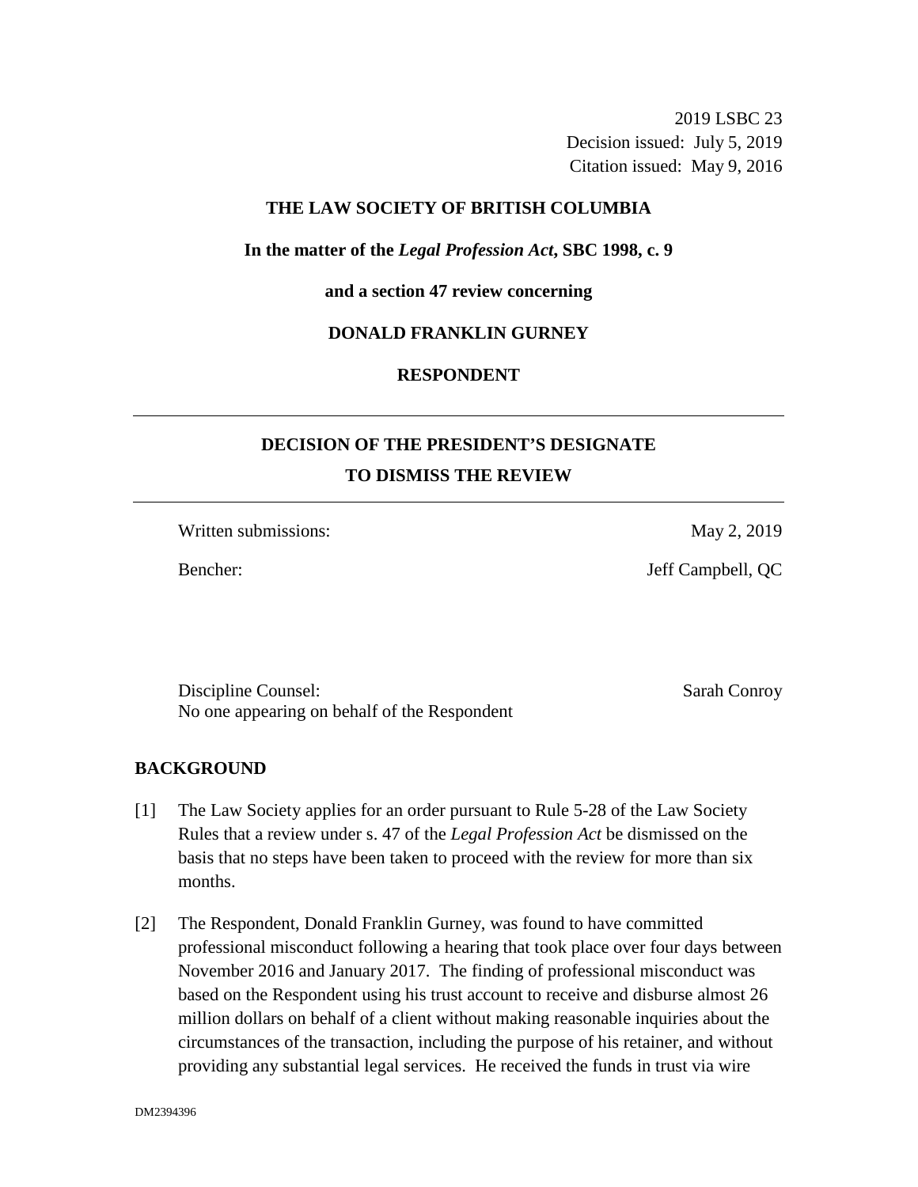2019 LSBC 23
Decision issued: July 5, 2019
Citation issued: May 9, 2016

**THE LAW SOCIETY OF BRITISH COLUMBIA**

**In the matter of the *Legal Profession Act*, SBC 1998, c. 9**

**and a section 47 review concerning**

**DONALD FRANKLIN GURNEY**

**RESPONDENT**

---

## DECISION OF THE PRESIDENT'S DESIGNATE TO DISMISS THE REVIEW

---

Written submissions: May 2, 2019

Bencher: Jeff Campbell, QC

Discipline Counsel: Sarah Conroy

No one appearing on behalf of the Respondent

## BACKGROUND

[1] The Law Society applies for an order pursuant to Rule 5-28 of the Law Society Rules that a review under s. 47 of the *Legal Profession Act* be dismissed on the basis that no steps have been taken to proceed with the review for more than six months.

[2] The Respondent, Donald Franklin Gurney, was found to have committed professional misconduct following a hearing that took place over four days between November 2016 and January 2017. The finding of professional misconduct was based on the Respondent using his trust account to receive and disburse almost 26 million dollars on behalf of a client without making reasonable inquiries about the circumstances of the transaction, including the purpose of his retainer, and without providing any substantial legal services. He received the funds in trust via wire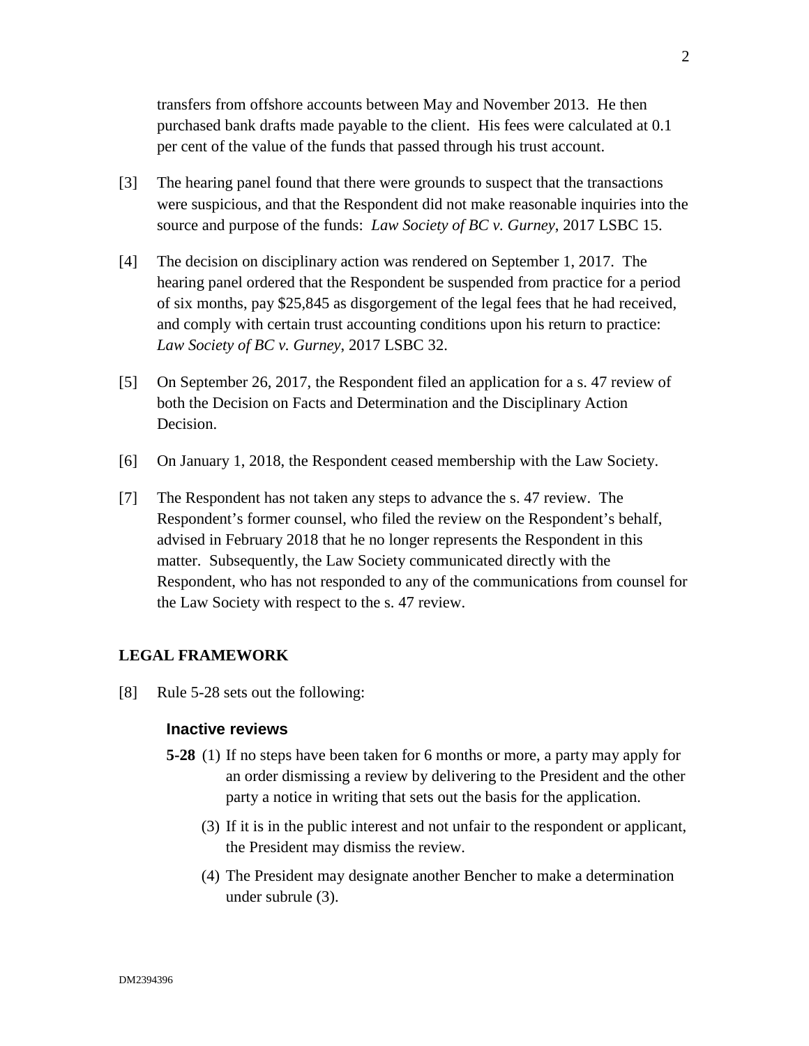transfers from offshore accounts between May and November 2013. He then purchased bank drafts made payable to the client. His fees were calculated at 0.1 per cent of the value of the funds that passed through his trust account.

[3] The hearing panel found that there were grounds to suspect that the transactions were suspicious, and that the Respondent did not make reasonable inquiries into the source and purpose of the funds: *Law Society of BC v. Gurney*, 2017 LSBC 15.

[4] The decision on disciplinary action was rendered on September 1, 2017. The hearing panel ordered that the Respondent be suspended from practice for a period of six months, pay $25,845 as disgorgement of the legal fees that he had received, and comply with certain trust accounting conditions upon his return to practice: *Law Society of BC v. Gurney*, 2017 LSBC 32.

[5] On September 26, 2017, the Respondent filed an application for a s. 47 review of both the Decision on Facts and Determination and the Disciplinary Action Decision.

[6] On January 1, 2018, the Respondent ceased membership with the Law Society.

[7] The Respondent has not taken any steps to advance the s. 47 review. The Respondent's former counsel, who filed the review on the Respondent's behalf, advised in February 2018 that he no longer represents the Respondent in this matter. Subsequently, the Law Society communicated directly with the Respondent, who has not responded to any of the communications from counsel for the Law Society with respect to the s. 47 review.

## LEGAL FRAMEWORK

[8] Rule 5-28 sets out the following:

> ### Inactive reviews
>
> **5-28** (1) If no steps have been taken for 6 months or more, a party may apply for an order dismissing a review by delivering to the President and the other party a notice in writing that sets out the basis for the application.
>
> (3) If it is in the public interest and not unfair to the respondent or applicant, the President may dismiss the review.
>
> (4) The President may designate another Bencher to make a determination under subrule (3).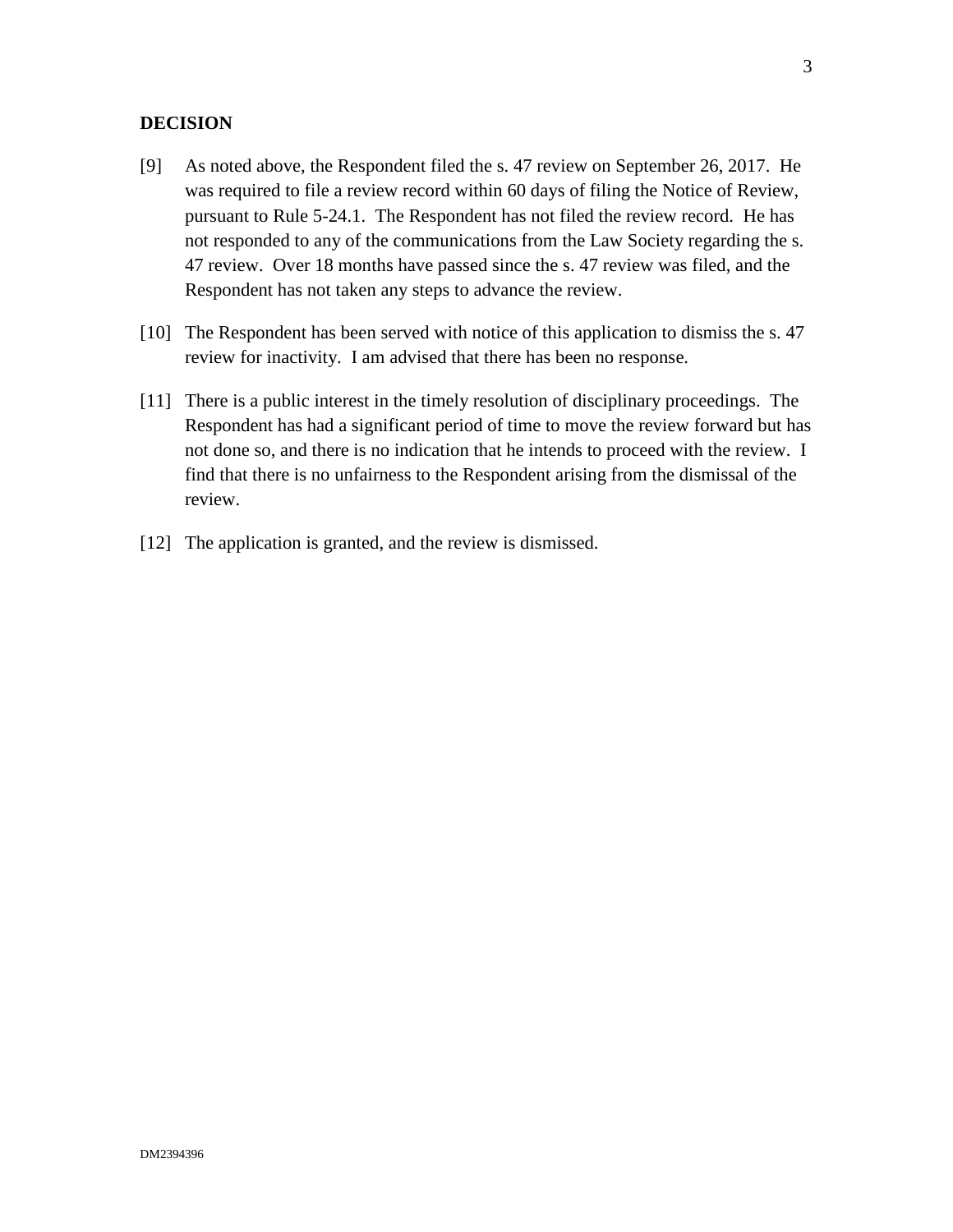## DECISION

[9] As noted above, the Respondent filed the s. 47 review on September 26, 2017. He was required to file a review record within 60 days of filing the Notice of Review, pursuant to Rule 5-24.1. The Respondent has not filed the review record. He has not responded to any of the communications from the Law Society regarding the s. 47 review. Over 18 months have passed since the s. 47 review was filed, and the Respondent has not taken any steps to advance the review.

[10] The Respondent has been served with notice of this application to dismiss the s. 47 review for inactivity. I am advised that there has been no response.

[11] There is a public interest in the timely resolution of disciplinary proceedings. The Respondent has had a significant period of time to move the review forward but has not done so, and there is no indication that he intends to proceed with the review. I find that there is no unfairness to the Respondent arising from the dismissal of the review.

[12] The application is granted, and the review is dismissed.

DM2394396